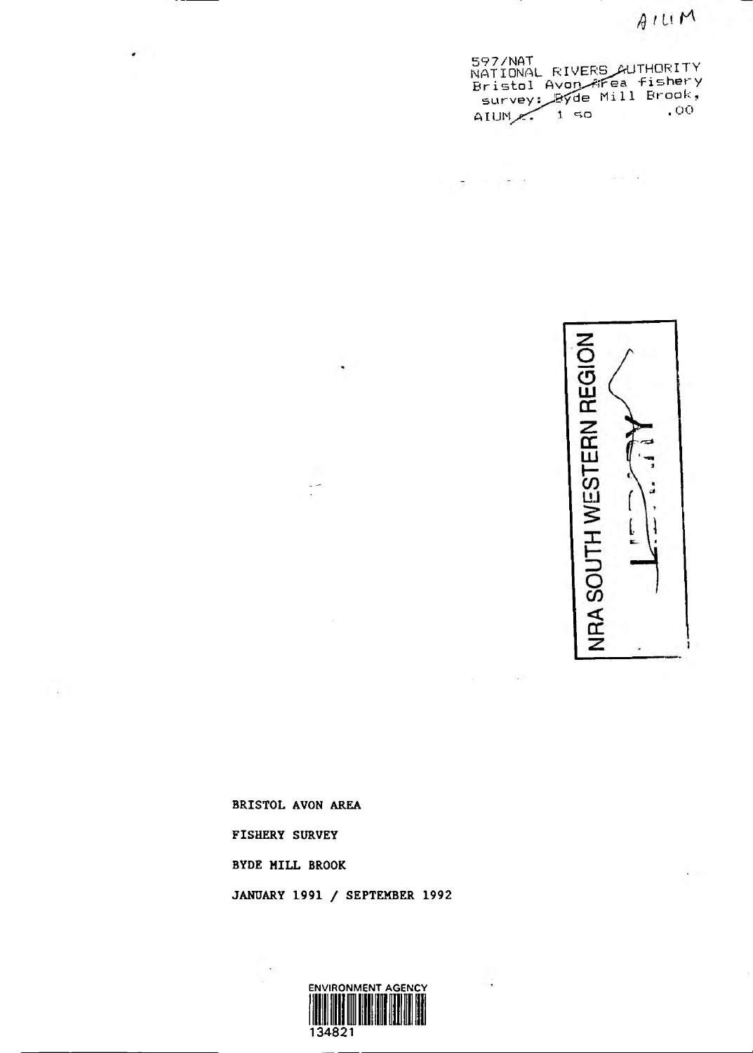AIUM

597/NAT
NATIONAL RIVERS AUTHORITY
Bristol Avon Area fishery
survey: Byde Mill Brook,
AIUM c. 1 50 .00

NRA SOUTH WESTERN REGION
LIBRARY

**BRISTOL AVON AREA**

**FISHERY SURVEY**

**BYDE MILL BROOK**

**JANUARY 1991 / SEPTEMBER 1992**

ENVIRONMENT AGENCY
134821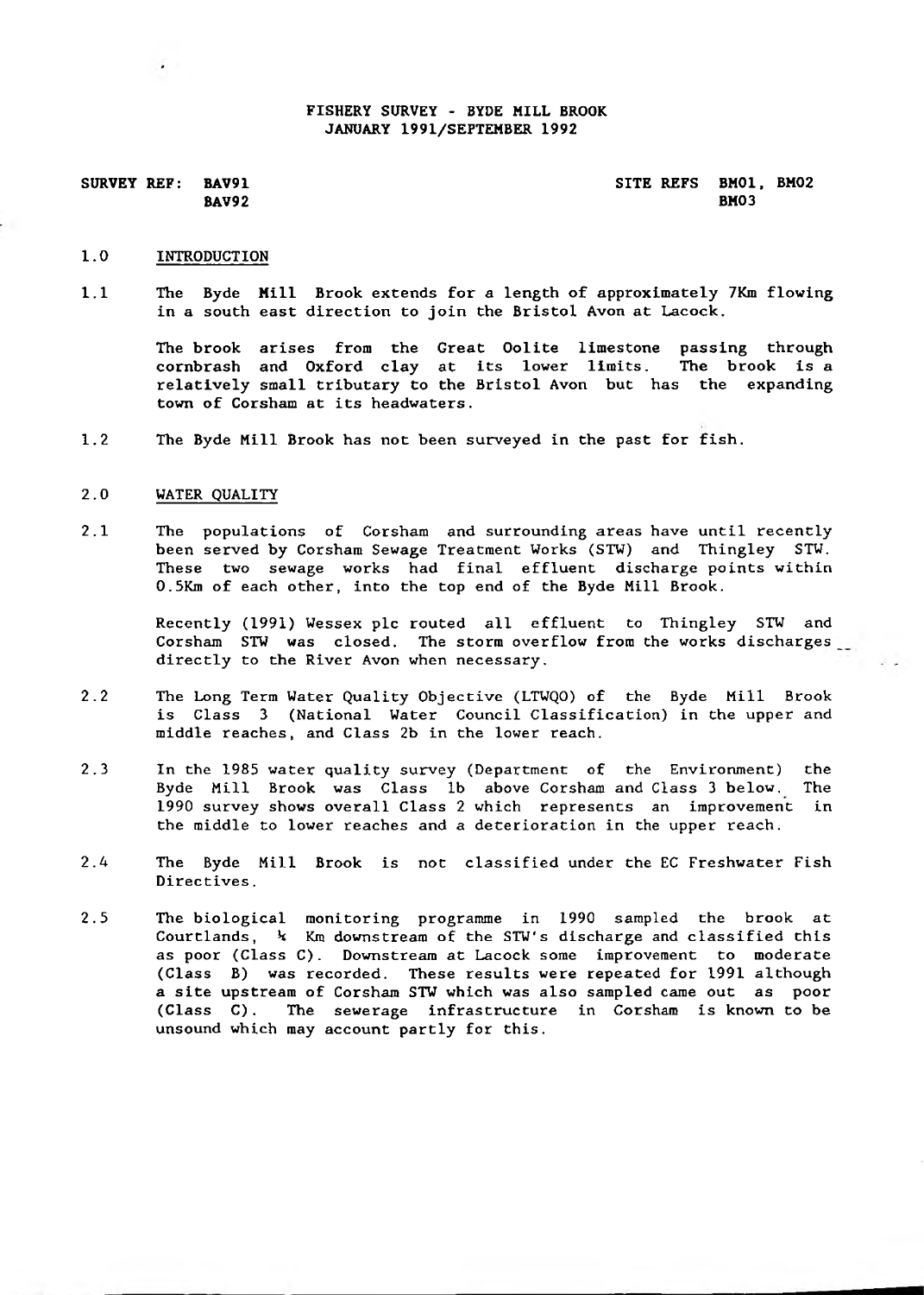# FISHERY SURVEY - BYDE MILL BROOK
## JANUARY 1991/SEPTEMBER 1992

**SURVEY REF: BAV91**
**BAV92**

**SITE REFS BM01, BM02**
**BM03**

## 1.0 INTRODUCTION

1.1 The Byde Mill Brook extends for a length of approximately 7Km flowing in a south east direction to join the Bristol Avon at Lacock.

The brook arises from the Great Oolite limestone passing through cornbrash and Oxford clay at its lower limits. The brook is a relatively small tributary to the Bristol Avon but has the expanding town of Corsham at its headwaters.

1.2 The Byde Mill Brook has not been surveyed in the past for fish.

## 2.0 WATER QUALITY

2.1 The populations of Corsham and surrounding areas have until recently been served by Corsham Sewage Treatment Works (STW) and Thingley STW. These two sewage works had final effluent discharge points within 0.5Km of each other, into the top end of the Byde Mill Brook.

Recently (1991) Wessex plc routed all effluent to Thingley STW and Corsham STW was closed. The storm overflow from the works discharges directly to the River Avon when necessary.

2.2 The Long Term Water Quality Objective (LTWQO) of the Byde Mill Brook is Class 3 (National Water Council Classification) in the upper and middle reaches, and Class 2b in the lower reach.

2.3 In the 1985 water quality survey (Department of the Environment) the Byde Mill Brook was Class 1b above Corsham and Class 3 below. The 1990 survey shows overall Class 2 which represents an improvement in the middle to lower reaches and a deterioration in the upper reach.

2.4 The Byde Mill Brook is not classified under the EC Freshwater Fish Directives.

2.5 The biological monitoring programme in 1990 sampled the brook at Courtlands, ½ Km downstream of the STW's discharge and classified this as poor (Class C). Downstream at Lacock some improvement to moderate (Class B) was recorded. These results were repeated for 1991 although a site upstream of Corsham STW which was also sampled came out as poor (Class C). The sewerage infrastructure in Corsham is known to be unsound which may account partly for this.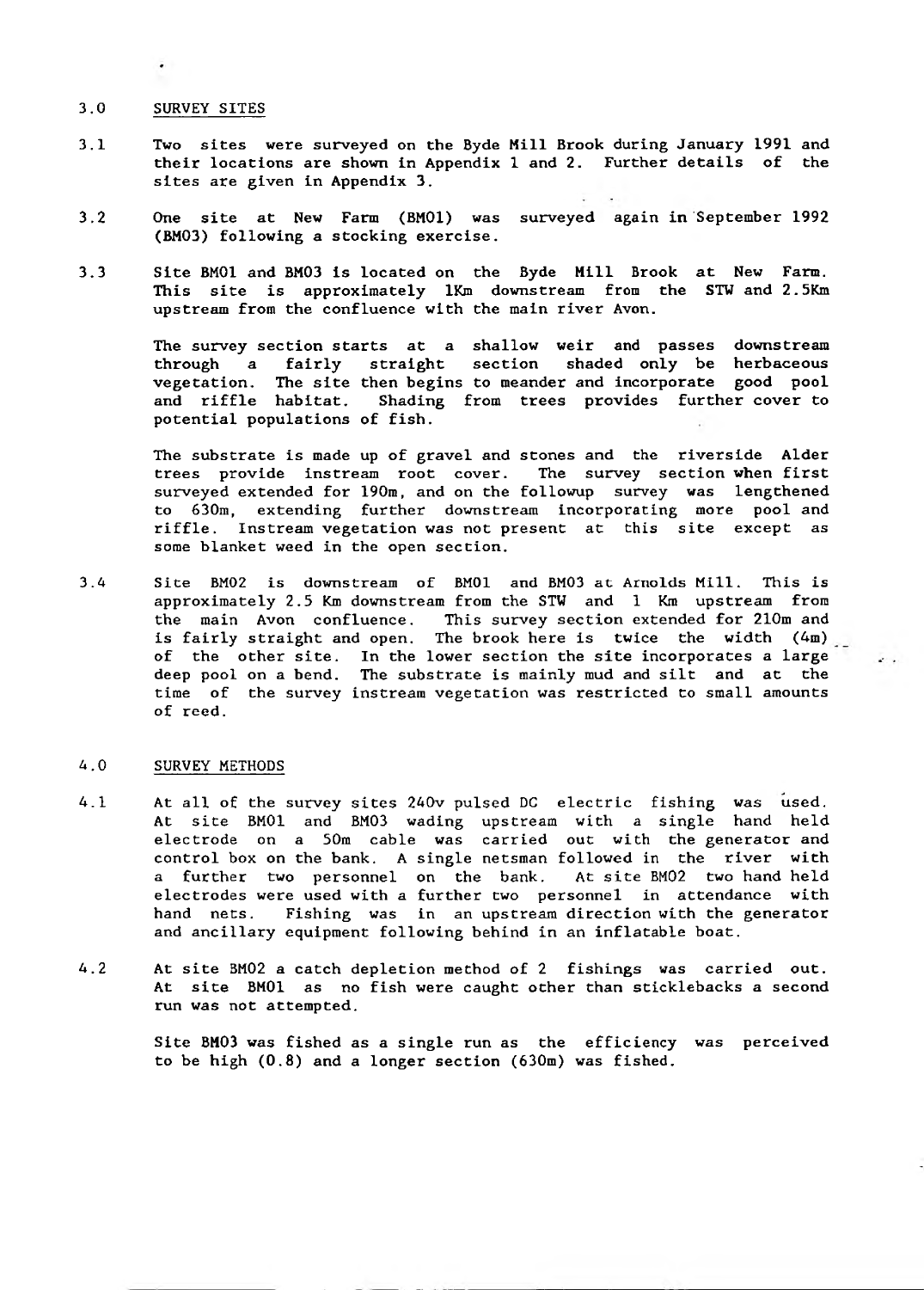## 3.0 SURVEY SITES

3.1 Two sites were surveyed on the Byde Mill Brook during January 1991 and their locations are shown in Appendix 1 and 2. Further details of the sites are given in Appendix 3.

3.2 One site at New Farm (BM01) was surveyed again in September 1992 (BM03) following a stocking exercise.

3.3 Site BM01 and BM03 is located on the Byde Mill Brook at New Farm. This site is approximately 1Km downstream from the STW and 2.5Km upstream from the confluence with the main river Avon.

The survey section starts at a shallow weir and passes downstream through a fairly straight section shaded only be herbaceous vegetation. The site then begins to meander and incorporate good pool and riffle habitat. Shading from trees provides further cover to potential populations of fish.

The substrate is made up of gravel and stones and the riverside Alder trees provide instream root cover. The survey section when first surveyed extended for 190m, and on the followup survey was lengthened to 630m, extending further downstream incorporating more pool and riffle. Instream vegetation was not present at this site except as some blanket weed in the open section.

3.4 Site BM02 is downstream of BM01 and BM03 at Arnolds Mill. This is approximately 2.5 Km downstream from the STW and 1 Km upstream from the main Avon confluence. This survey section extended for 210m and is fairly straight and open. The brook here is twice the width (4m) of the other site. In the lower section the site incorporates a large deep pool on a bend. The substrate is mainly mud and silt and at the time of the survey instream vegetation was restricted to small amounts of reed.

## 4.0 SURVEY METHODS

4.1 At all of the survey sites 240v pulsed DC electric fishing was used. At site BM01 and BM03 wading upstream with a single hand held electrode on a 50m cable was carried out with the generator and control box on the bank. A single netsman followed in the river with a further two personnel on the bank. At site BM02 two hand held electrodes were used with a further two personnel in attendance with hand nets. Fishing was in an upstream direction with the generator and ancillary equipment following behind in an inflatable boat.

4.2 At site BM02 a catch depletion method of 2 fishings was carried out. At site BM01 as no fish were caught other than sticklebacks a second run was not attempted.

Site BM03 was fished as a single run as the efficiency was perceived to be high (0.8) and a longer section (630m) was fished.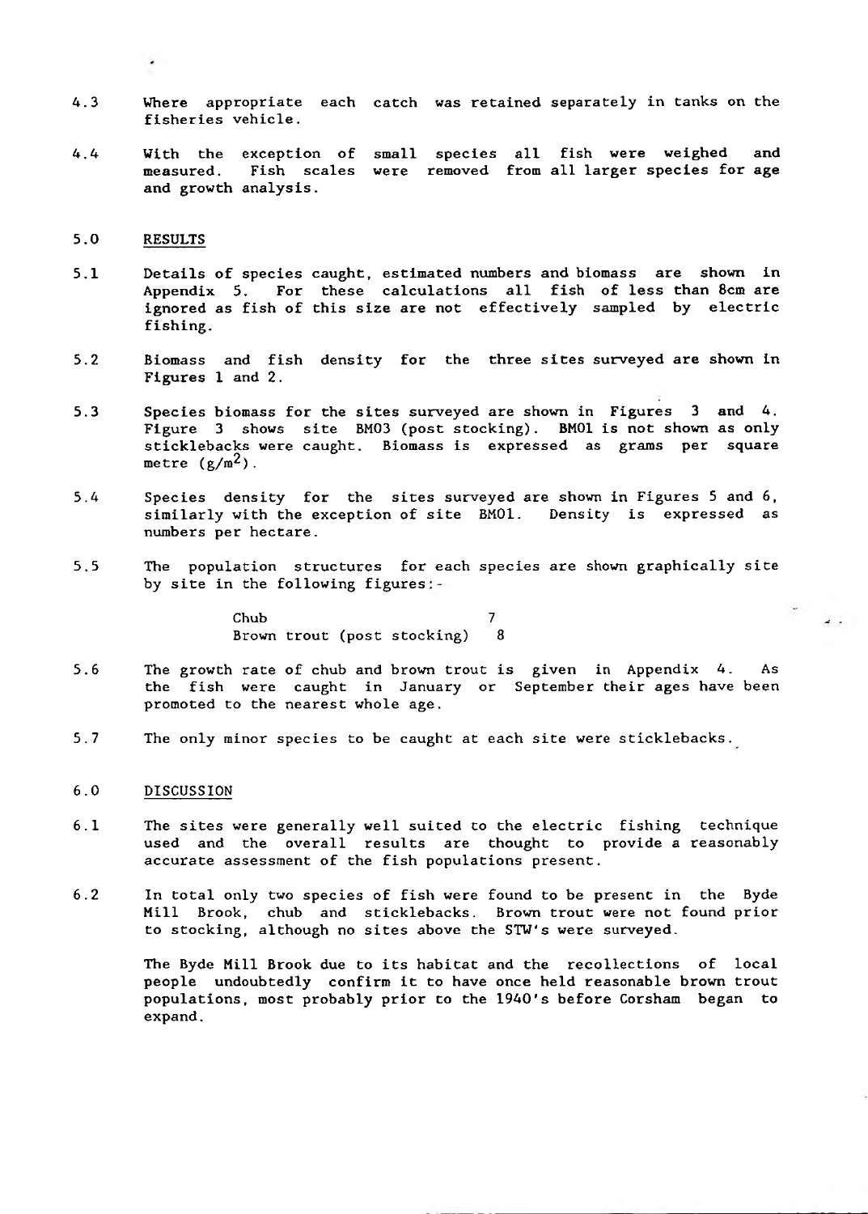4.3 Where appropriate each catch was retained separately in tanks on the fisheries vehicle.

4.4 With the exception of small species all fish were weighed and measured. Fish scales were removed from all larger species for age and growth analysis.

## 5.0 RESULTS

5.1 Details of species caught, estimated numbers and biomass are shown in Appendix 5. For these calculations all fish of less than 8cm are ignored as fish of this size are not effectively sampled by electric fishing.

5.2 Biomass and fish density for the three sites surveyed are shown in Figures 1 and 2.

5.3 Species biomass for the sites surveyed are shown in Figures 3 and 4. Figure 3 shows site BM03 (post stocking). BM01 is not shown as only sticklebacks were caught. Biomass is expressed as grams per square metre ($g/m^2$).

5.4 Species density for the sites surveyed are shown in Figures 5 and 6, similarly with the exception of site BM01. Density is expressed as numbers per hectare.

5.5 The population structures for each species are shown graphically site by site in the following figures:-

| | |
|---|---|
| Chub | 7 |
| Brown trout (post stocking) | 8 |

5.6 The growth rate of chub and brown trout is given in Appendix 4. As the fish were caught in January or September their ages have been promoted to the nearest whole age.

5.7 The only minor species to be caught at each site were sticklebacks.

## 6.0 DISCUSSION

6.1 The sites were generally well suited to the electric fishing technique used and the overall results are thought to provide a reasonably accurate assessment of the fish populations present.

6.2 In total only two species of fish were found to be present in the Byde Mill Brook, chub and sticklebacks. Brown trout were not found prior to stocking, although no sites above the STW's were surveyed.

The Byde Mill Brook due to its habitat and the recollections of local people undoubtedly confirm it to have once held reasonable brown trout populations, most probably prior to the 1940's before Corsham began to expand.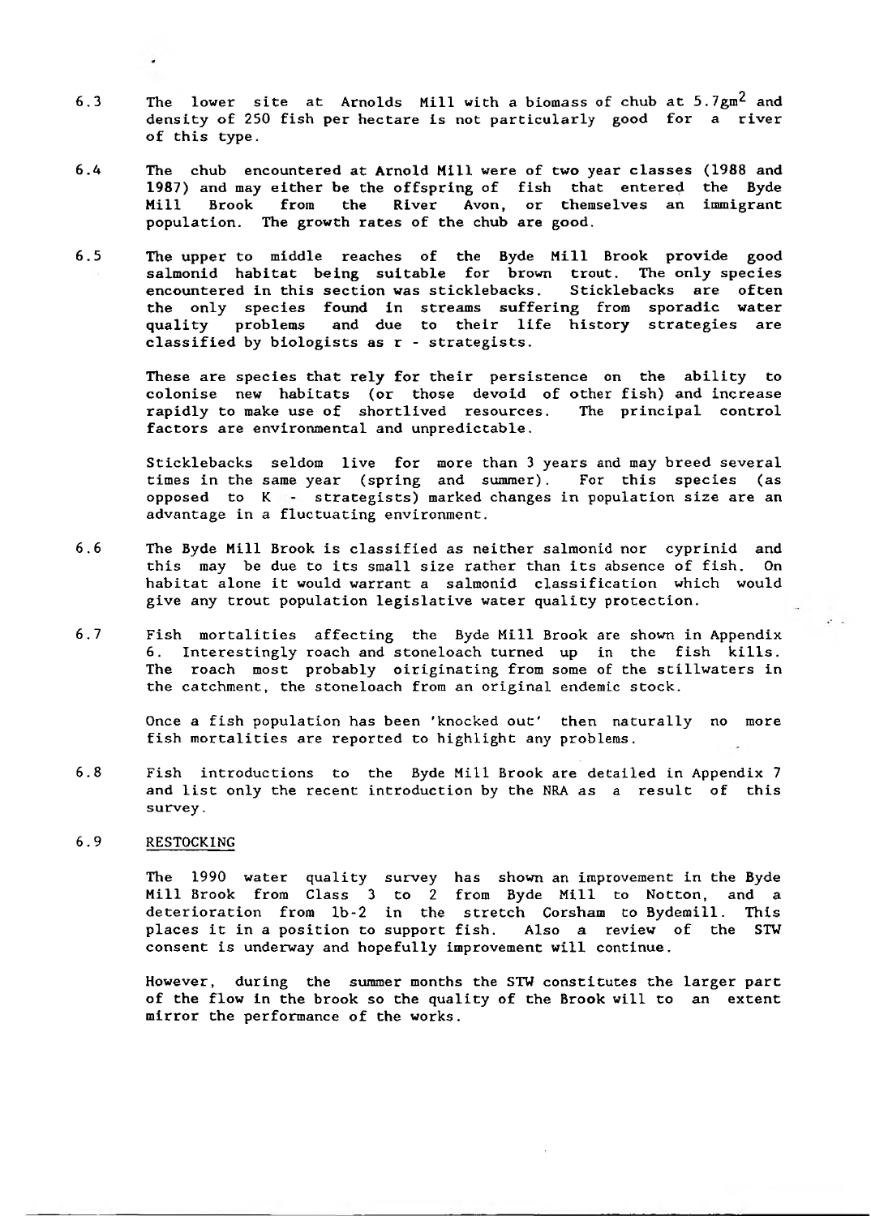6.3 The lower site at Arnolds Mill with a biomass of chub at $5.7gm^2$ and density of 250 fish per hectare is not particularly good for a river of this type.

6.4 The chub encountered at Arnold Mill were of two year classes (1988 and 1987) and may either be the offspring of fish that entered the Byde Mill Brook from the River Avon, or themselves an immigrant population. The growth rates of the chub are good.

6.5 The upper to middle reaches of the Byde Mill Brook provide good salmonid habitat being suitable for brown trout. The only species encountered in this section was sticklebacks. Sticklebacks are often the only species found in streams suffering from sporadic water quality problems and due to their life history strategies are classified by biologists as r - strategists.

These are species that rely for their persistence on the ability to colonise new habitats (or those devoid of other fish) and increase rapidly to make use of shortlived resources. The principal control factors are environmental and unpredictable.

Sticklebacks seldom live for more than 3 years and may breed several times in the same year (spring and summer). For this species (as opposed to K - strategists) marked changes in population size are an advantage in a fluctuating environment.

6.6 The Byde Mill Brook is classified as neither salmonid nor cyprinid and this may be due to its small size rather than its absence of fish. On habitat alone it would warrant a salmonid classification which would give any trout population legislative water quality protection.

6.7 Fish mortalities affecting the Byde Mill Brook are shown in Appendix 6. Interestingly roach and stoneloach turned up in the fish kills. The roach most probably oiriginating from some of the stillwaters in the catchment, the stoneloach from an original endemic stock.

Once a fish population has been 'knocked out' then naturally no more fish mortalities are reported to highlight any problems.

6.8 Fish introductions to the Byde Mill Brook are detailed in Appendix 7 and list only the recent introduction by the NRA as a result of this survey.

6.9 RESTOCKING

The 1990 water quality survey has shown an improvement in the Byde Mill Brook from Class 3 to 2 from Byde Mill to Notton, and a deterioration from 1b-2 in the stretch Corsham to Bydemill. This places it in a position to support fish. Also a review of the STW consent is underway and hopefully improvement will continue.

However, during the summer months the STW constitutes the larger part of the flow in the brook so the quality of the Brook will to an extent mirror the performance of the works.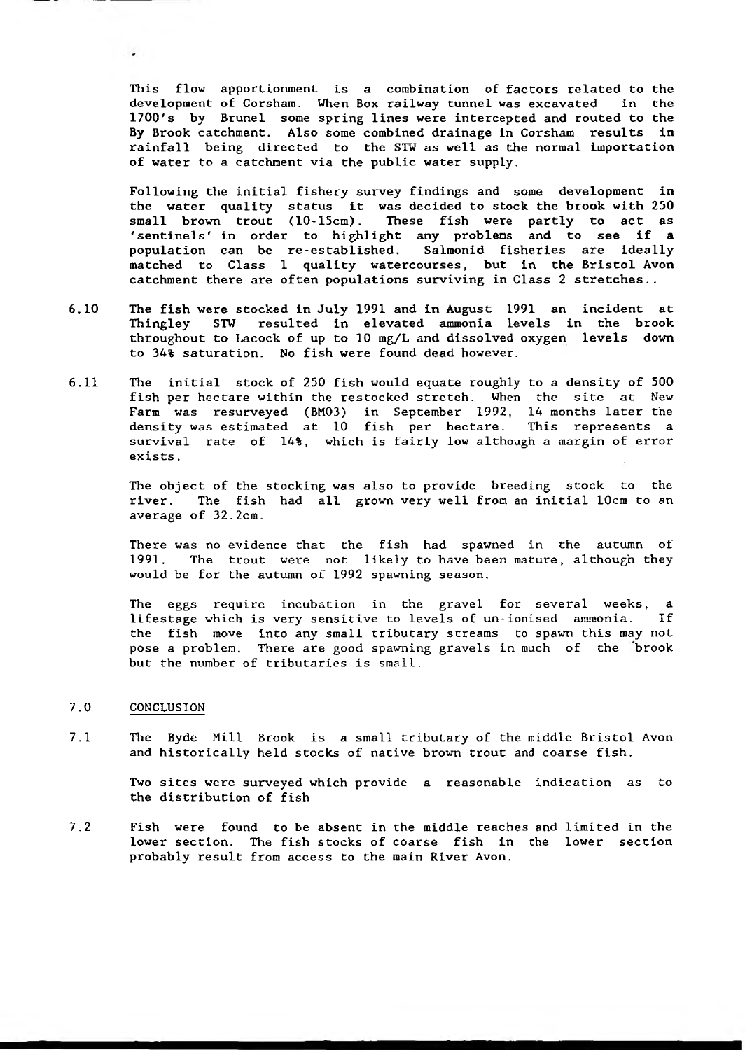This flow apportionment is a combination of factors related to the development of Corsham. When Box railway tunnel was excavated in the 1700's by Brunel some spring lines were intercepted and routed to the By Brook catchment. Also some combined drainage in Corsham results in rainfall being directed to the STW as well as the normal importation of water to a catchment via the public water supply.

Following the initial fishery survey findings and some development in the water quality status it was decided to stock the brook with 250 small brown trout (10-15cm). These fish were partly to act as 'sentinels' in order to highlight any problems and to see if a population can be re-established. Salmonid fisheries are ideally matched to Class 1 quality watercourses, but in the Bristol Avon catchment there are often populations surviving in Class 2 stretches..

6.10 The fish were stocked in July 1991 and in August 1991 an incident at Thingley STW resulted in elevated ammonia levels in the brook throughout to Lacock of up to 10 mg/L and dissolved oxygen levels down to 34% saturation. No fish were found dead however.

6.11 The initial stock of 250 fish would equate roughly to a density of 500 fish per hectare within the restocked stretch. When the site at New Farm was resurveyed (BM03) in September 1992, 14 months later the density was estimated at 10 fish per hectare. This represents a survival rate of 14%, which is fairly low although a margin of error exists.

The object of the stocking was also to provide breeding stock to the river. The fish had all grown very well from an initial 10cm to an average of 32.2cm.

There was no evidence that the fish had spawned in the autumn of 1991. The trout were not likely to have been mature, although they would be for the autumn of 1992 spawning season.

The eggs require incubation in the gravel for several weeks, a lifestage which is very sensitive to levels of un-ionised ammonia. If the fish move into any small tributary streams to spawn this may not pose a problem. There are good spawning gravels in much of the brook but the number of tributaries is small.

## 7.0 CONCLUSION

7.1 The Byde Mill Brook is a small tributary of the middle Bristol Avon and historically held stocks of native brown trout and coarse fish.

Two sites were surveyed which provide a reasonable indication as to the distribution of fish

7.2 Fish were found to be absent in the middle reaches and limited in the lower section. The fish stocks of coarse fish in the lower section probably result from access to the main River Avon.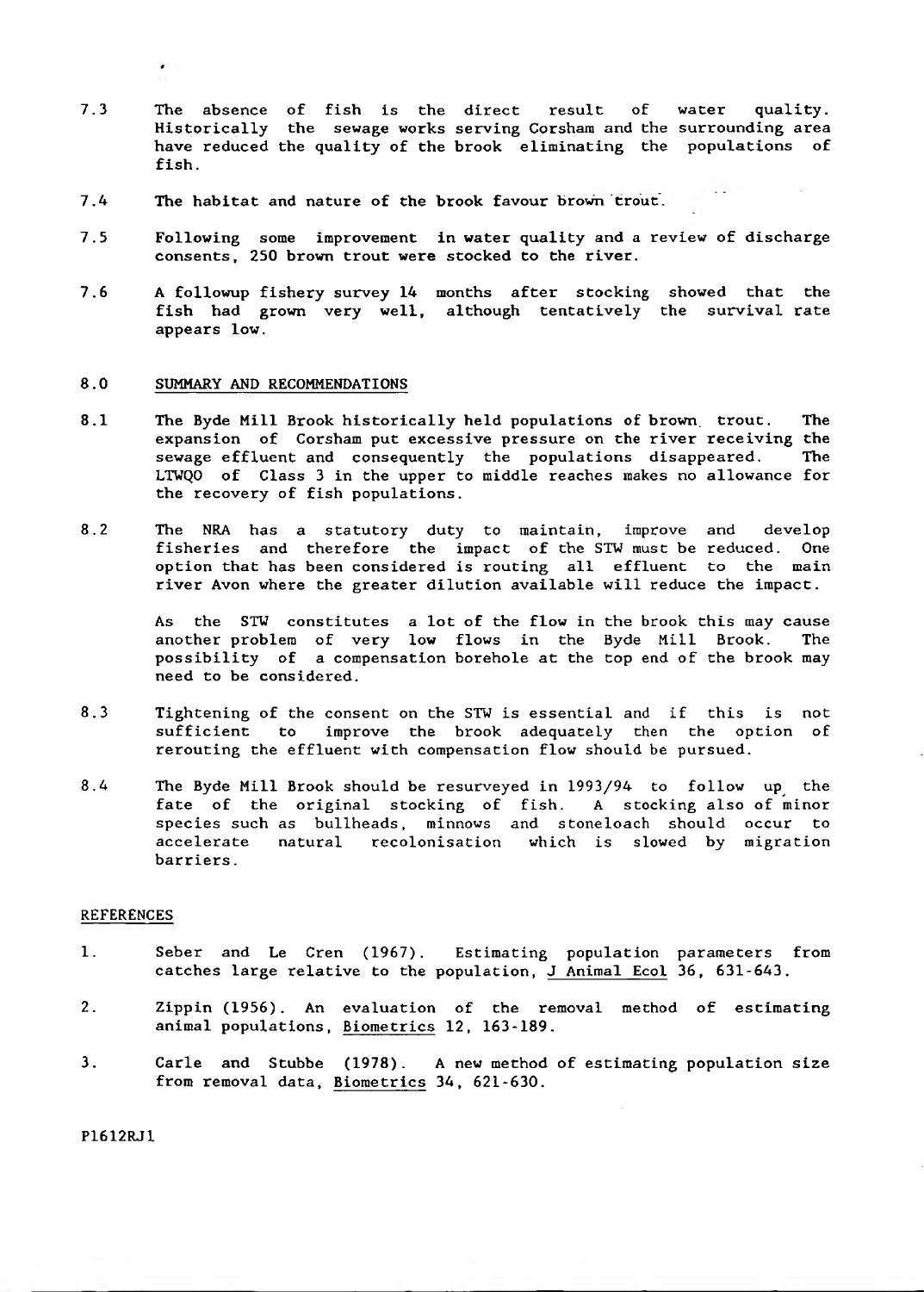7.3 The absence of fish is the direct result of water quality. Historically the sewage works serving Corsham and the surrounding area have reduced the quality of the brook eliminating the populations of fish.

7.4 The habitat and nature of the brook favour brown trout.

7.5 Following some improvement in water quality and a review of discharge consents, 250 brown trout were stocked to the river.

7.6 A followup fishery survey 14 months after stocking showed that the fish had grown very well, although tentatively the survival rate appears low.

## 8.0 SUMMARY AND RECOMMENDATIONS

8.1 The Byde Mill Brook historically held populations of brown trout. The expansion of Corsham put excessive pressure on the river receiving the sewage effluent and consequently the populations disappeared. The LTWQO of Class 3 in the upper to middle reaches makes no allowance for the recovery of fish populations.

8.2 The NRA has a statutory duty to maintain, improve and develop fisheries and therefore the impact of the STW must be reduced. One option that has been considered is routing all effluent to the main river Avon where the greater dilution available will reduce the impact.

As the STW constitutes a lot of the flow in the brook this may cause another problem of very low flows in the Byde Mill Brook. The possibility of a compensation borehole at the top end of the brook may need to be considered.

8.3 Tightening of the consent on the STW is essential and if this is not sufficient to improve the brook adequately then the option of rerouting the effluent with compensation flow should be pursued.

8.4 The Byde Mill Brook should be resurveyed in 1993/94 to follow up the fate of the original stocking of fish. A stocking also of minor species such as bullheads, minnows and stoneloach should occur to accelerate natural recolonisation which is slowed by migration barriers.

## REFERENCES

1. Seber and Le Cren (1967). Estimating population parameters from catches large relative to the population, J Animal Ecol 36, 631-643.

2. Zippin (1956). An evaluation of the removal method of estimating animal populations, Biometrics 12, 163-189.

3. Carle and Stubbe (1978). A new method of estimating population size from removal data, Biometrics 34, 621-630.

P1612RJ1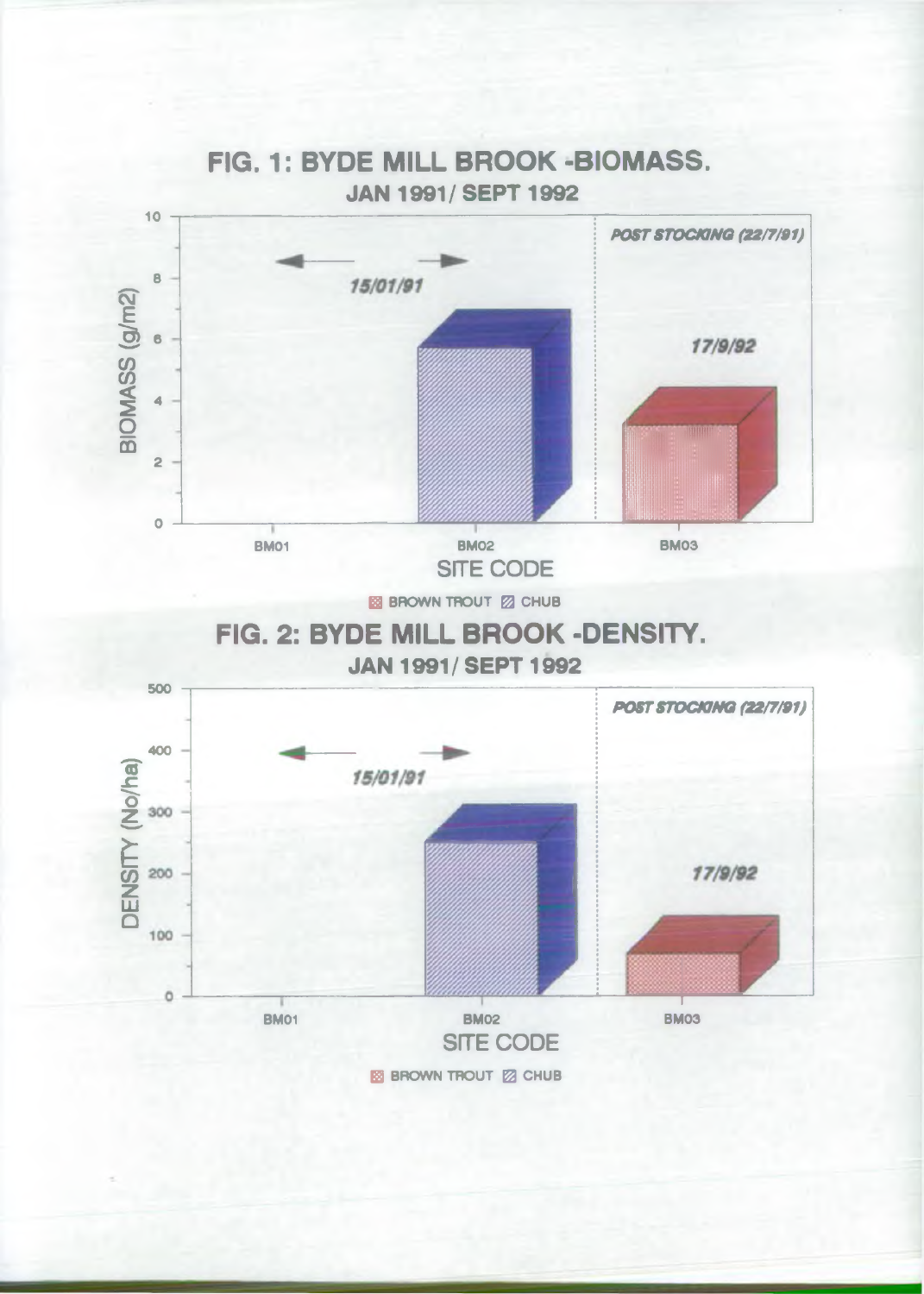## FIG. 1: BYDE MILL BROOK -BIOMASS.

**JAN 1991/ SEPT 1992**

| SITE CODE | BIOMASS (g/m2) | Species | Date |
|---|---|---|---|
| BM01 | | | 15/01/91 |
| BM02 | | CHUB | 15/01/91 |
| BM03 | | BROWN TROUT | 17/9/92 (POST STOCKING (22/7/91)) |

## FIG. 2: BYDE MILL BROOK -DENSITY.

**JAN 1991/ SEPT 1992**

| SITE CODE | DENSITY (No/ha) | Species | Date |
|---|---|---|---|
| BM01 | | | 15/01/91 |
| BM02 | | CHUB | 15/01/91 |
| BM03 | | BROWN TROUT | 17/9/92 (POST STOCKING (22/7/91)) |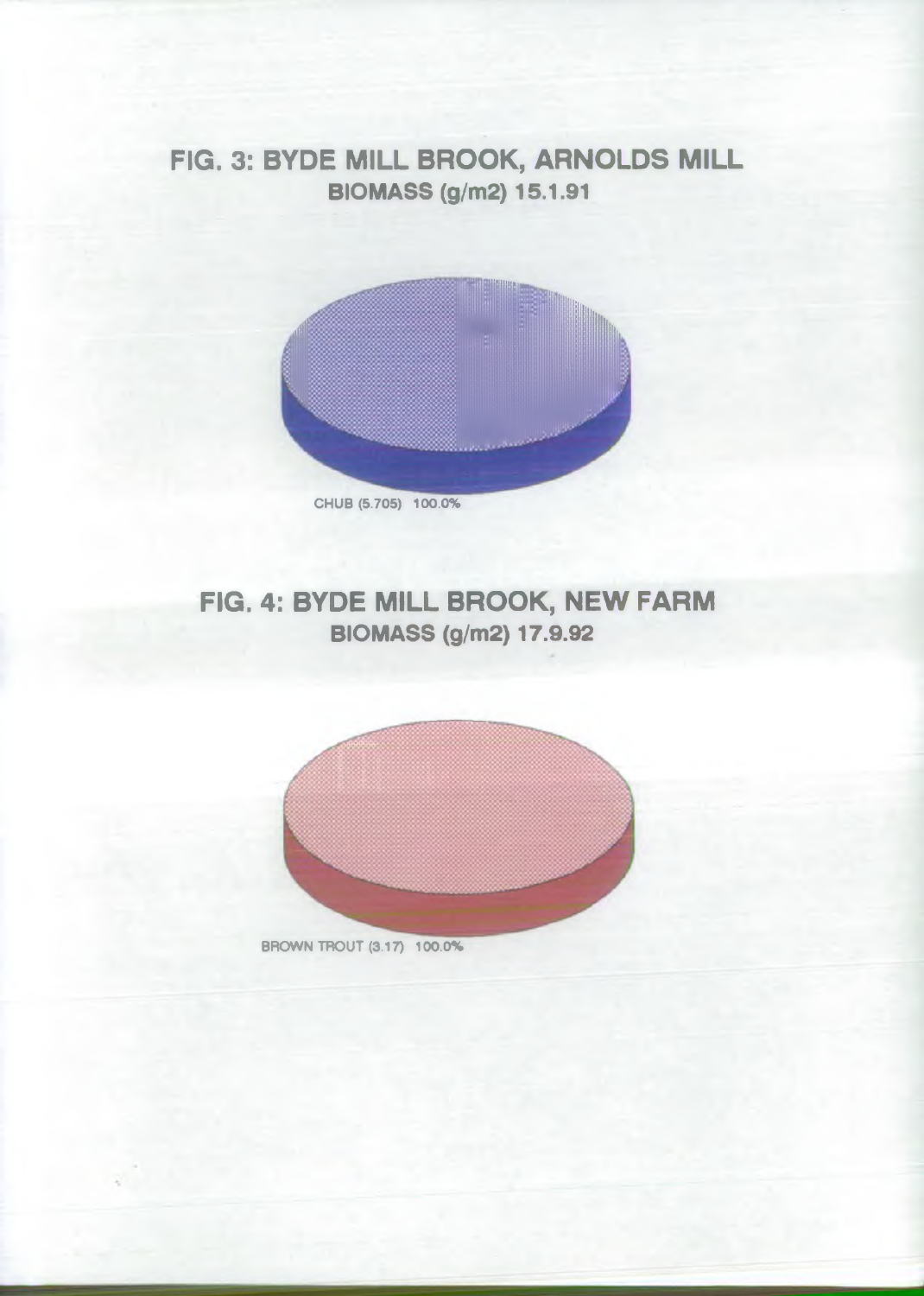## FIG. 3: BYDE MILL BROOK, ARNOLDS MILL

**BIOMASS (g/m2) 15.1.91**

CHUB (5.705) 100.0%

## FIG. 4: BYDE MILL BROOK, NEW FARM

**BIOMASS (g/m2) 17.9.92**

BROWN TROUT (3.17) 100.0%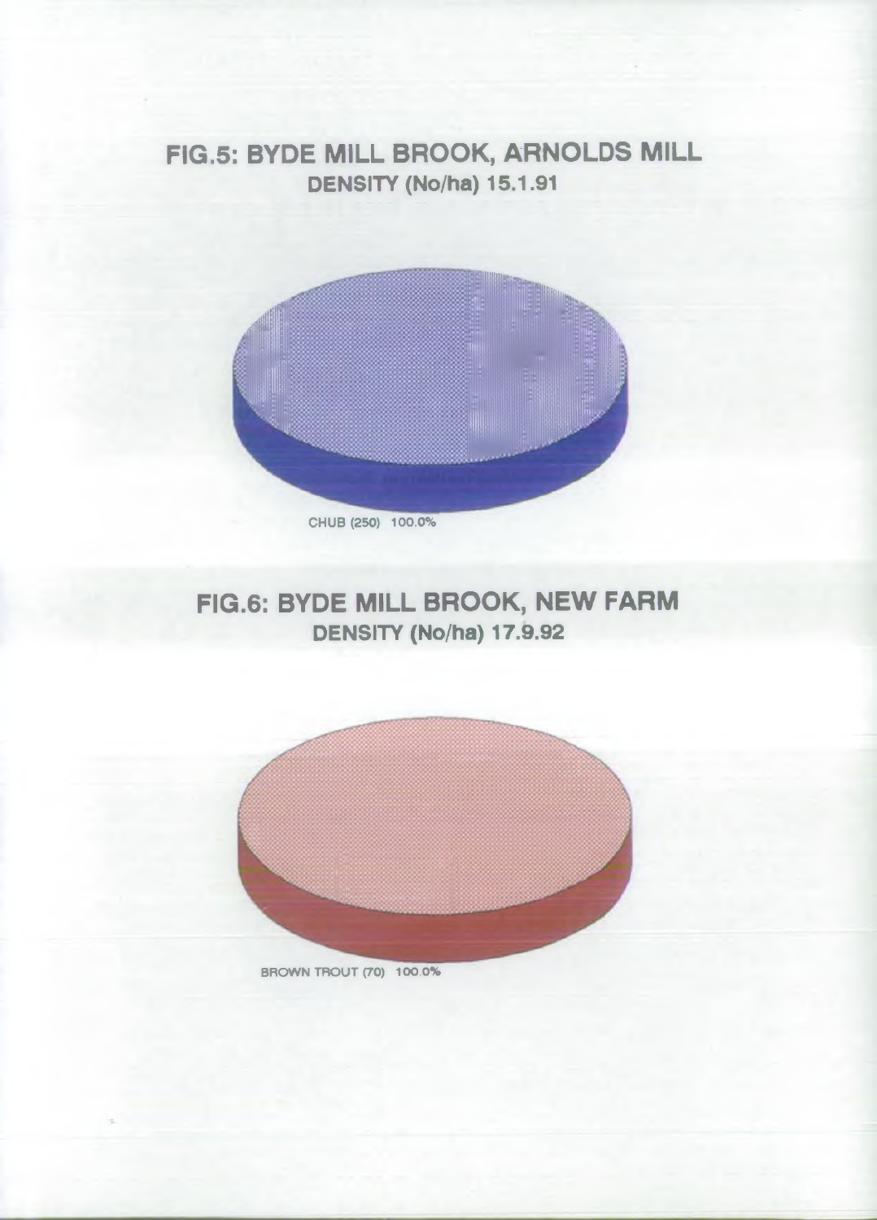## FIG.5: BYDE MILL BROOK, ARNOLDS MILL

**DENSITY (No/ha) 15.1.91**

CHUB (250) 100.0%

## FIG.6: BYDE MILL BROOK, NEW FARM

**DENSITY (No/ha) 17.9.92**

BROWN TROUT (70) 100.0%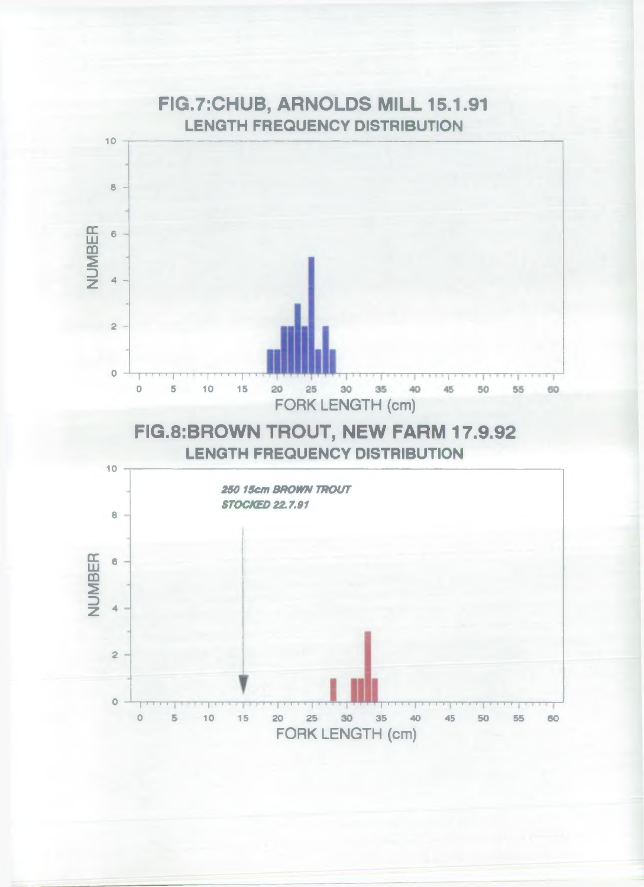## FIG.7:CHUB, ARNOLDS MILL 15.1.91

### LENGTH FREQUENCY DISTRIBUTION

NUMBER

FORK LENGTH (cm)

## FIG.8:BROWN TROUT, NEW FARM 17.9.92

### LENGTH FREQUENCY DISTRIBUTION

*250 15cm BROWN TROUT STOCKED 22.7.91*

NUMBER

FORK LENGTH (cm)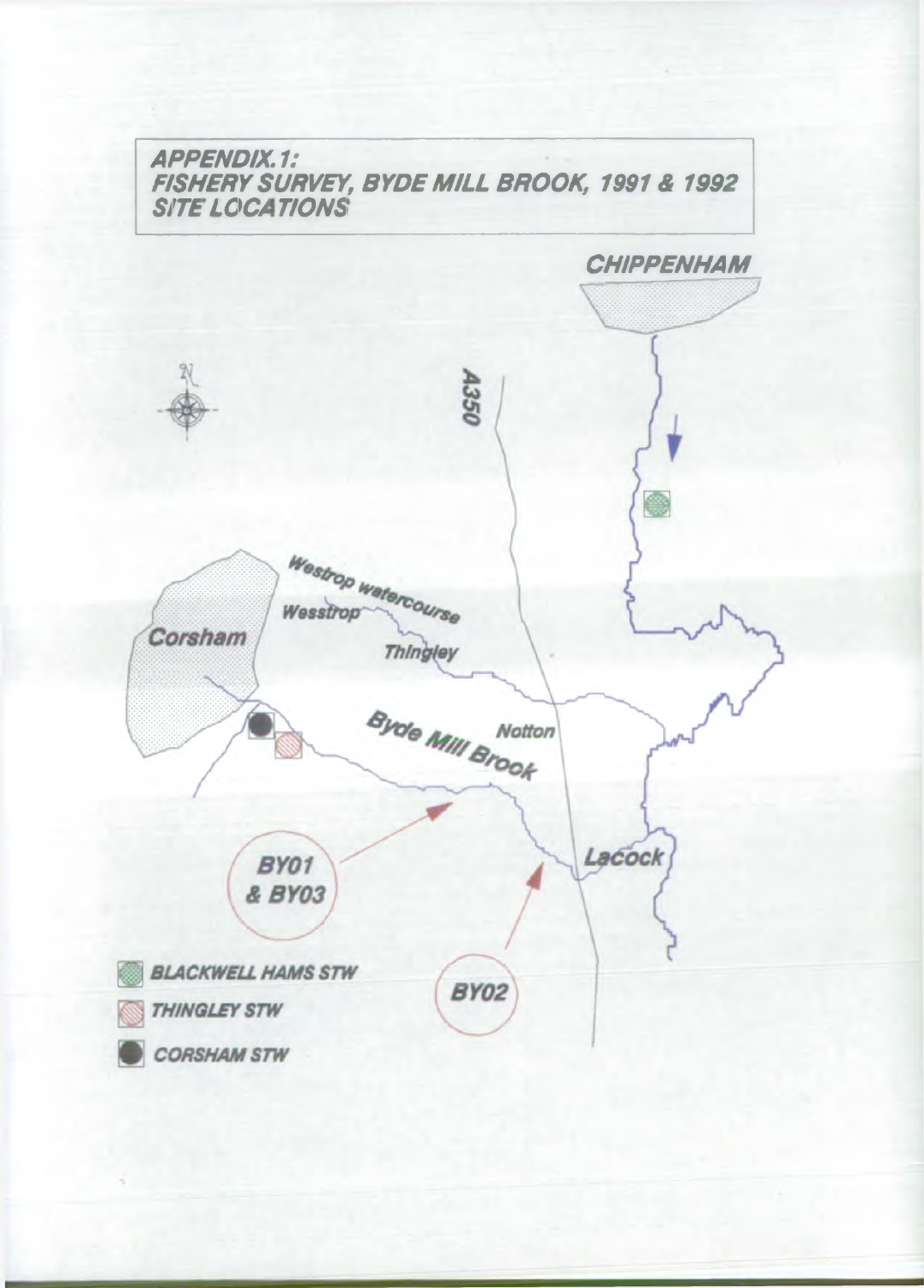# APPENDIX.1: FISHERY SURVEY, BYDE MILL BROOK, 1991 & 1992 SITE LOCATIONS

CHIPPENHAM

A350

Westrop watercourse

Wesstrop

Corsham

Thingley

Byde Mill Brook

Notton

Lacock

BY01 & BY03

BY02

- BLACKWELL HAMS STW
- THINGLEY STW
- CORSHAM STW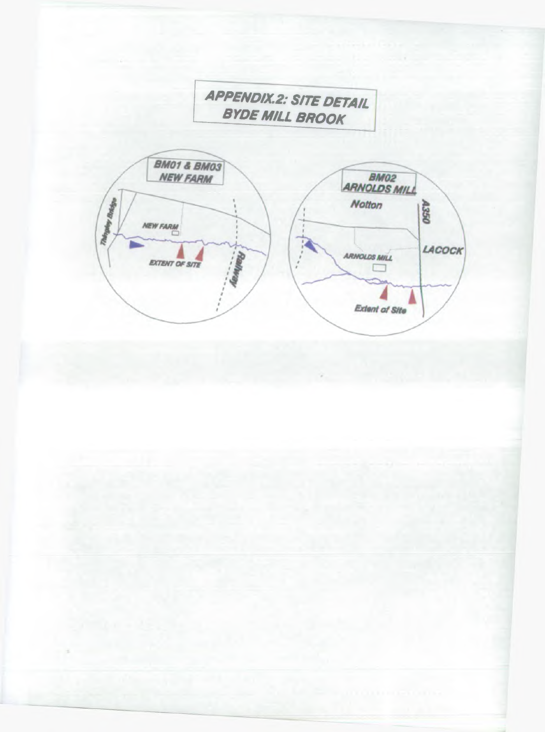# APPENDIX.2: SITE DETAIL
## BYDE MILL BROOK

**BM01 & BM03**
**NEW FARM**

Thingley Bridge

NEW FARM

EXTENT OF SITE

Railway

**BM02**
**ARNOLDS MILL**

Notton

A350

LACOCK

ARNOLDS MILL

Extent of Site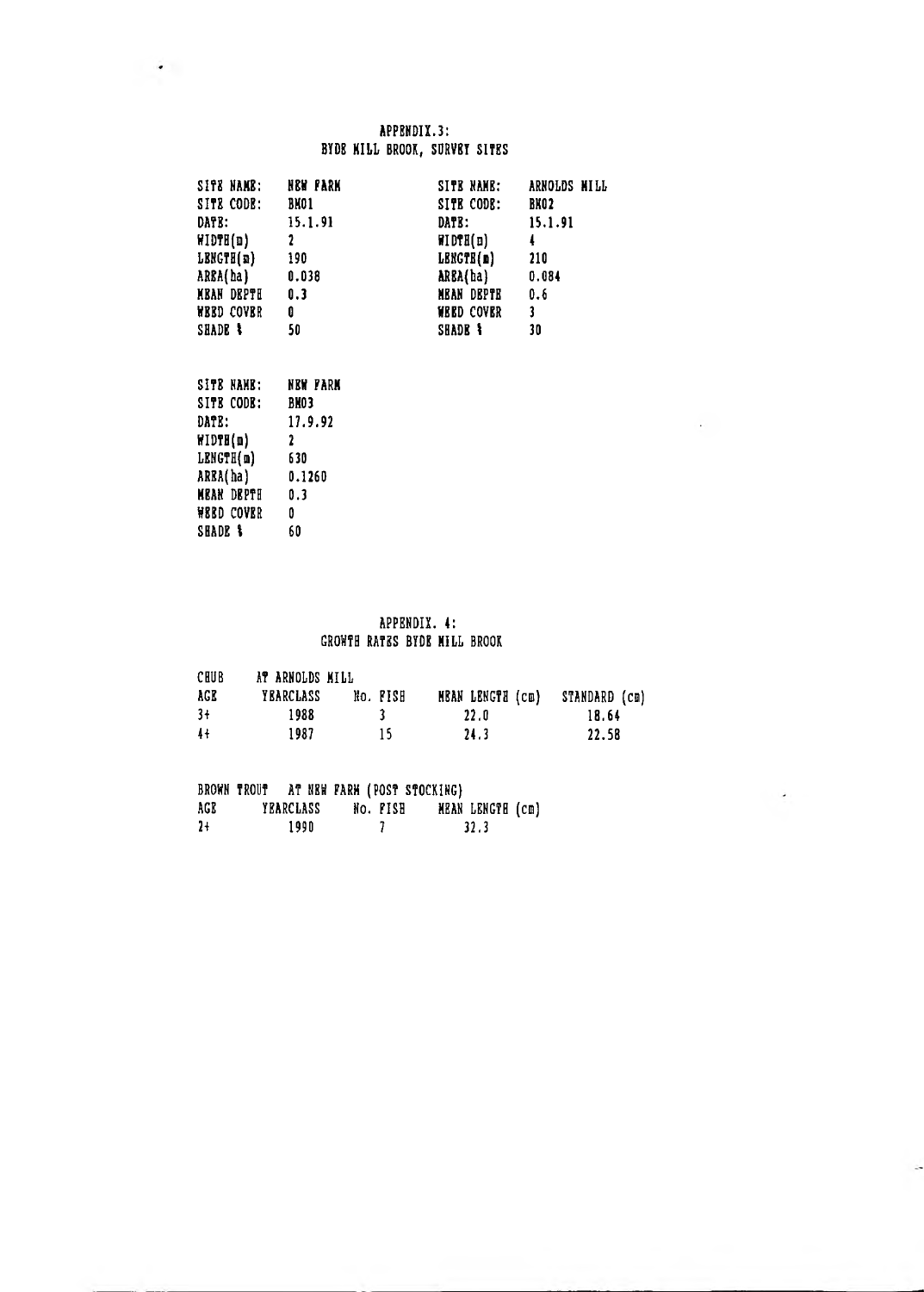## APPENDIX.3:
## BYDE MILL BROOK, SURVEY SITES

| | |
|---|---|
| SITE NAME: | NEW FARM |
| SITE CODE: | BM01 |
| DATE: | 15.1.91 |
| WIDTH(m) | 2 |
| LENGTH(m) | 190 |
| AREA(ha) | 0.038 |
| MEAN DEPTH | 0.3 |
| WEED COVER | 0 |
| SHADE % | 50 |

| | |
|---|---|
| SITE NAME: | ARNOLDS MILL |
| SITE CODE: | BM02 |
| DATE: | 15.1.91 |
| WIDTH(m) | 4 |
| LENGTH(m) | 210 |
| AREA(ha) | 0.084 |
| MEAN DEPTH | 0.6 |
| WEED COVER | 3 |
| SHADE % | 30 |

| | |
|---|---|
| SITE NAME: | NEW FARM |
| SITE CODE: | BM03 |
| DATE: | 17.9.92 |
| WIDTH(m) | 2 |
| LENGTH(m) | 630 |
| AREA(ha) | 0.1260 |
| MEAN DEPTH | 0.3 |
| WEED COVER | 0 |
| SHADE % | 60 |

## APPENDIX. 4:
## GROWTH RATES BYDE MILL BROOK

CHUB AT ARNOLDS MILL

| AGE | YEARCLASS | No. FISH | MEAN LENGTH (cm) | STANDARD (cm) |
|---|---|---|---|---|
| 3+ | 1988 | 3 | 22.0 | 18.64 |
| 4+ | 1987 | 15 | 24.3 | 22.58 |

BROWN TROUT AT NEW FARM (POST STOCKING)

| AGE | YEARCLASS | No. FISH | MEAN LENGTH (cm) |
|---|---|---|---|
| 2+ | 1990 | 7 | 32.3 |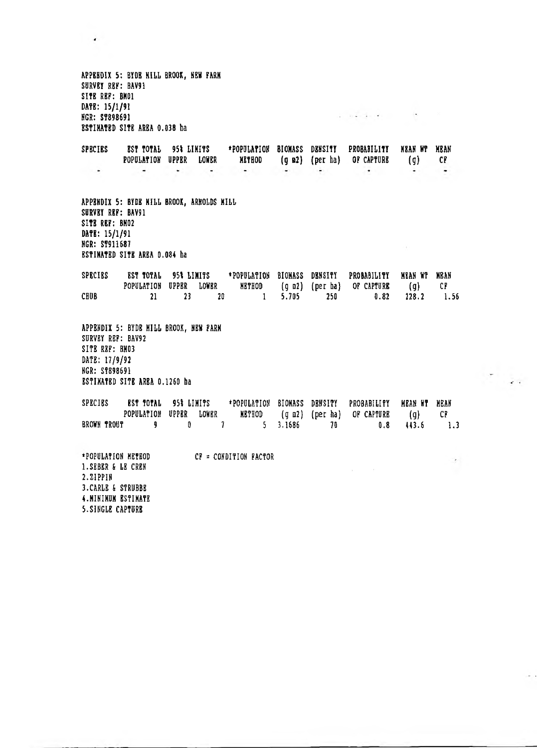APPENDIX 5: BYDE MILL BROOK, NEW FARM
SURVEY REF: BAV91
SITE REF: BM01
DATE: 15/1/91
NGR: ST898691
ESTIMATED SITE AREA 0.038 ha

| SPECIES | EST TOTAL POPULATION | 95% LIMITS UPPER | 95% LIMITS LOWER | *POPULATION METHOD | BIOMASS (g m2) | DENSITY (per ha) | PROBABILITY OF CAPTURE | MEAN WT (g) | MEAN CF |
|---|---|---|---|---|---|---|---|---|---|
| - | - | - | - | - | - | - | - | - | - |

APPENDIX 5: BYDE MILL BROOK, ARNOLDS MILL
SURVEY REF: BAV91
SITE REF: BM02
DATE: 15/1/91
NGR: ST911687
ESTIMATED SITE AREA 0.084 ha

| SPECIES | EST TOTAL POPULATION | 95% LIMITS UPPER | 95% LIMITS LOWER | *POPULATION METHOD | BIOMASS (g m2) | DENSITY (per ha) | PROBABILITY OF CAPTURE | MEAN WT (g) | MEAN CF |
|---|---|---|---|---|---|---|---|---|---|
| CHUB | 21 | 23 | 20 | 1 | 5.705 | 250 | 0.82 | 228.2 | 1.56 |

APPENDIX 5: BYDE MILL BROOK, NEW FARM
SURVEY REF: BAV92
SITE REF: BM03
DATE: 17/9/92
NGR: ST898691
ESTIMATED SITE AREA 0.1260 ha

| SPECIES | EST TOTAL POPULATION | 95% LIMITS UPPER | 95% LIMITS LOWER | *POPULATION METHOD | BIOMASS (g m2) | DENSITY (per ha) | PROBABILITY OF CAPTURE | MEAN WT (g) | MEAN CF |
|---|---|---|---|---|---|---|---|---|---|
| BROWN TROUT | 9 | 0 | 7 | 5 | 3.1686 | 70 | 0.8 | 443.6 | 1.3 |

*POPULATION METHOD
1. SEBER & LE CREN
2. ZIPPIN
3. CARLE & STRUBBE
4. MINIMUM ESTIMATE
5. SINGLE CAPTURE

CF = CONDITION FACTOR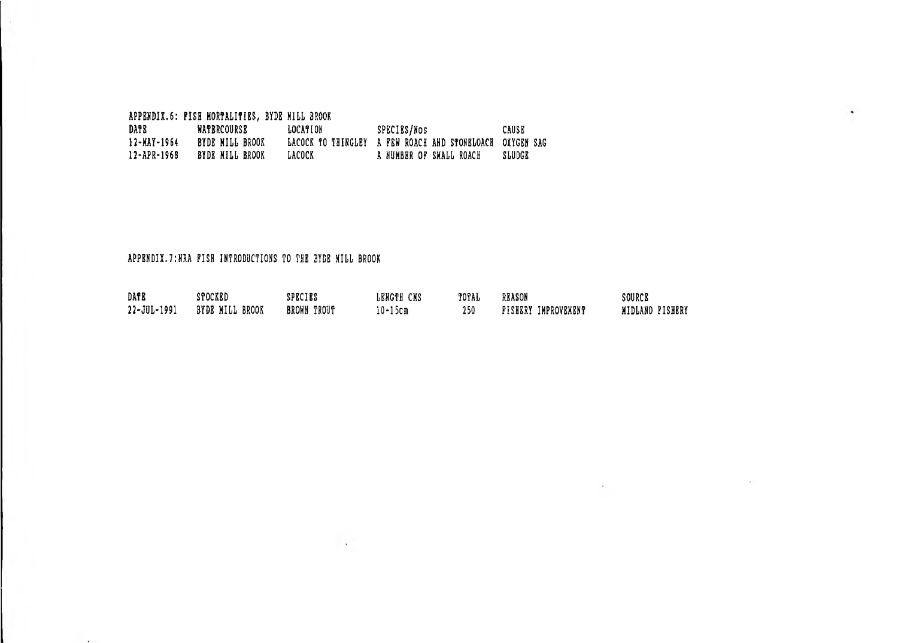APPENDIX.6: FISH MORTALITIES, BYDE MILL BROOK

| DATE | WATERCOURSE | LOCATION | SPECIES/Nos | CAUSE |
|---|---|---|---|---|
| 12-MAY-1964 | BYDE MILL BROOK | LACOCK TO THINGLEY | A FEW ROACH AND STONELOACH | OXYGEN SAG |
| 12-APR-1968 | BYDE MILL BROOK | LACOCK | A NUMBER OF SMALL ROACH | SLUDGE |

APPENDIX.7:NRA FISH INTRODUCTIONS TO THE BYDE MILL BROOK

| DATE | STOCKED | SPECIES | LENGTH CMS | TOTAL | REASON | SOURCE |
|---|---|---|---|---|---|---|
| 22-JUL-1991 | BYDE MILL BROOK | BROWN TROUT | 10-15cm | 250 | FISHERY IMPROVEMENT | MIDLAND FISHERY |